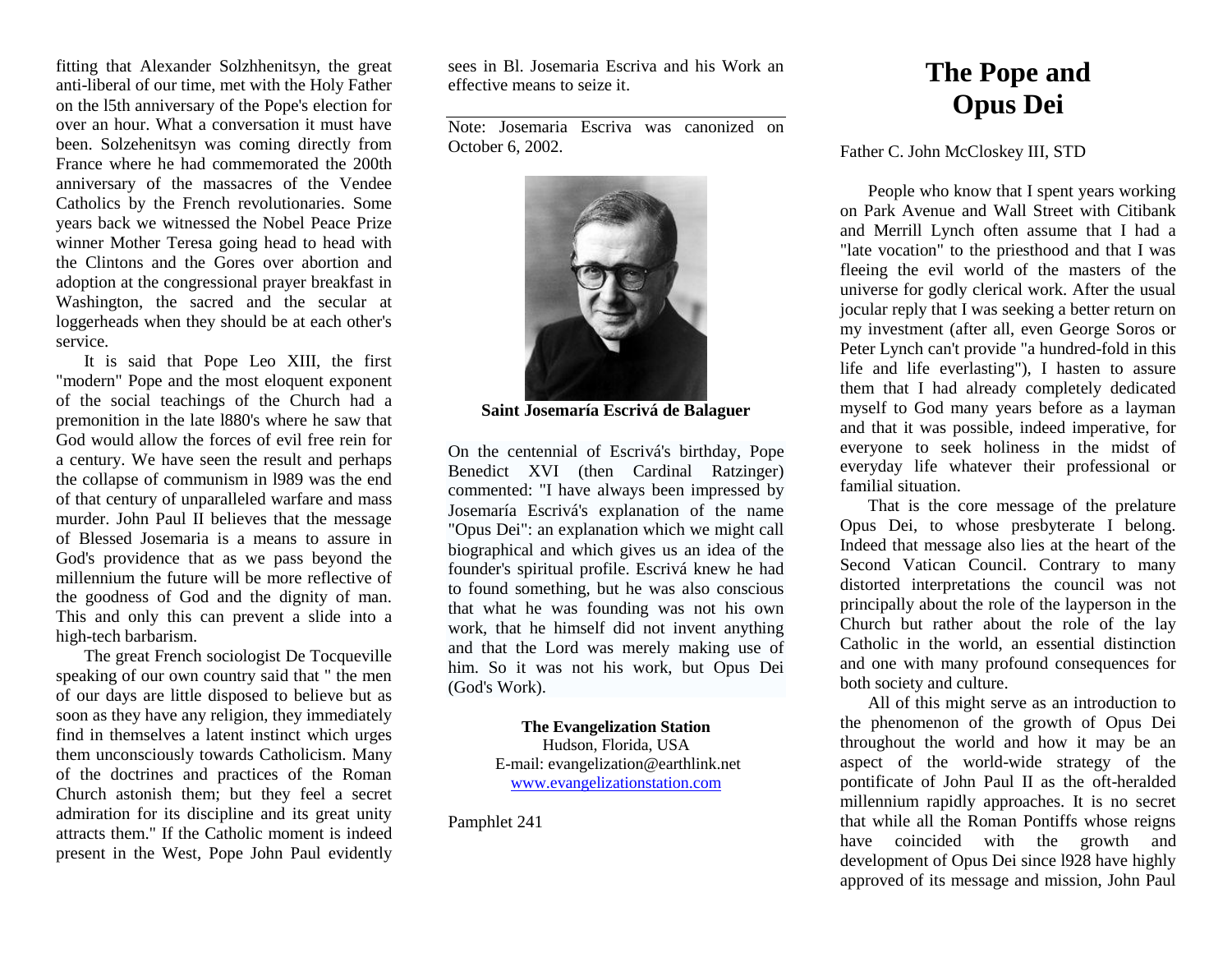fitting that Alexander Solzhhenitsyn, the great anti-liberal of our time, met with the Holy Father on the l5th anniversary of the Pope's election for over an hour. What a conversation it must have been. Solzehenitsyn was coming directly from France where he had commemorated the 200th anniversary of the massacres of the Vendee Catholics by the French revolutionaries. Some years back we witnessed the Nobel Peace Prize winner Mother Teresa going head to head with the Clintons and the Gores over abortion and adoption at the congressional prayer breakfast in Washington, the sacred and the secular at loggerheads when they should be at each other's service.

It is said that Pope Leo XIII, the first "modern" Pope and the most eloquent exponent of the social teachings of the Church had a premonition in the late l880's where he saw that God would allow the forces of evil free rein for a century. We have seen the result and perhaps the collapse of communism in l989 was the end of that century of unparalleled warfare and mass murder. John Paul II believes that the message of Blessed Josemaria is a means to assure in God's providence that as we pass beyond the millennium the future will be more reflective of the goodness of God and the dignity of man. This and only this can prevent a slide into a high-tech barbarism.

The great French sociologist De Tocqueville speaking of our own country said that " the men of our days are little disposed to believe but as soon as they have any religion, they immediately find in themselves a latent instinct which urges them unconsciously towards Catholicism. Many of the doctrines and practices of the Roman Church astonish them; but they feel a secret admiration for its discipline and its great unity attracts them." If the Catholic moment is indeed present in the West, Pope John Paul evidently sees in Bl. Josemaria Escriva and his Work an effective means to seize it.

---

Note: Josemaria Escriva was canonized on October 6, 2002.

**Saint Josemaría Escrivá de Balaguer**

On the centennial of Escrivá's birthday, Pope Benedict XVI (then Cardinal Ratzinger) commented: "I have always been impressed by Josemaría Escrivá's explanation of the name "Opus Dei": an explanation which we might call biographical and which gives us an idea of the founder's spiritual profile. Escrivá knew he had to found something, but he was also conscious that what he was founding was not his own work, that he himself did not invent anything and that the Lord was merely making use of him. So it was not his work, but Opus Dei (God's Work).

**The Evangelization Station**
Hudson, Florida, USA
E-mail: evangelization@earthlink.net
www.evangelizationstation.com

Pamphlet 241

# The Pope and Opus Dei

Father C. John McCloskey III, STD

People who know that I spent years working on Park Avenue and Wall Street with Citibank and Merrill Lynch often assume that I had a "late vocation" to the priesthood and that I was fleeing the evil world of the masters of the universe for godly clerical work. After the usual jocular reply that I was seeking a better return on my investment (after all, even George Soros or Peter Lynch can't provide "a hundred-fold in this life and life everlasting"), I hasten to assure them that I had already completely dedicated myself to God many years before as a layman and that it was possible, indeed imperative, for everyone to seek holiness in the midst of everyday life whatever their professional or familial situation.

That is the core message of the prelature Opus Dei, to whose presbyterate I belong. Indeed that message also lies at the heart of the Second Vatican Council. Contrary to many distorted interpretations the council was not principally about the role of the layperson in the Church but rather about the role of the lay Catholic in the world, an essential distinction and one with many profound consequences for both society and culture.

All of this might serve as an introduction to the phenomenon of the growth of Opus Dei throughout the world and how it may be an aspect of the world-wide strategy of the pontificate of John Paul II as the oft-heralded millennium rapidly approaches. It is no secret that while all the Roman Pontiffs whose reigns have coincided with the growth and development of Opus Dei since l928 have highly approved of its message and mission, John Paul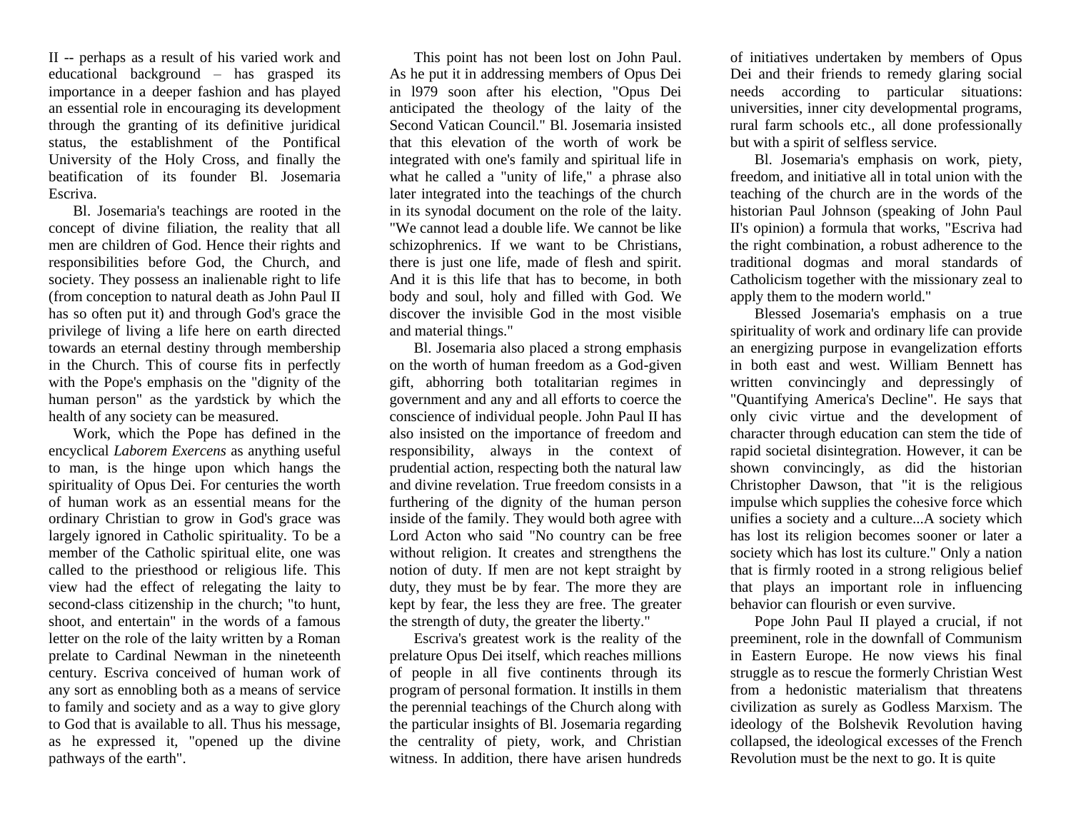II -- perhaps as a result of his varied work and educational background – has grasped its importance in a deeper fashion and has played an essential role in encouraging its development through the granting of its definitive juridical status, the establishment of the Pontifical University of the Holy Cross, and finally the beatification of its founder Bl. Josemaria Escriva.

Bl. Josemaria's teachings are rooted in the concept of divine filiation, the reality that all men are children of God. Hence their rights and responsibilities before God, the Church, and society. They possess an inalienable right to life (from conception to natural death as John Paul II has so often put it) and through God's grace the privilege of living a life here on earth directed towards an eternal destiny through membership in the Church. This of course fits in perfectly with the Pope's emphasis on the "dignity of the human person" as the yardstick by which the health of any society can be measured.

Work, which the Pope has defined in the encyclical *Laborem Exercens* as anything useful to man, is the hinge upon which hangs the spirituality of Opus Dei. For centuries the worth of human work as an essential means for the ordinary Christian to grow in God's grace was largely ignored in Catholic spirituality. To be a member of the Catholic spiritual elite, one was called to the priesthood or religious life. This view had the effect of relegating the laity to second-class citizenship in the church; "to hunt, shoot, and entertain" in the words of a famous letter on the role of the laity written by a Roman prelate to Cardinal Newman in the nineteenth century. Escriva conceived of human work of any sort as ennobling both as a means of service to family and society and as a way to give glory to God that is available to all. Thus his message, as he expressed it, "opened up the divine pathways of the earth".

This point has not been lost on John Paul. As he put it in addressing members of Opus Dei in l979 soon after his election, "Opus Dei anticipated the theology of the laity of the Second Vatican Council." Bl. Josemaria insisted that this elevation of the worth of work be integrated with one's family and spiritual life in what he called a "unity of life," a phrase also later integrated into the teachings of the church in its synodal document on the role of the laity. "We cannot lead a double life. We cannot be like schizophrenics. If we want to be Christians, there is just one life, made of flesh and spirit. And it is this life that has to become, in both body and soul, holy and filled with God. We discover the invisible God in the most visible and material things."

Bl. Josemaria also placed a strong emphasis on the worth of human freedom as a God-given gift, abhorring both totalitarian regimes in government and any and all efforts to coerce the conscience of individual people. John Paul II has also insisted on the importance of freedom and responsibility, always in the context of prudential action, respecting both the natural law and divine revelation. True freedom consists in a furthering of the dignity of the human person inside of the family. They would both agree with Lord Acton who said "No country can be free without religion. It creates and strengthens the notion of duty. If men are not kept straight by duty, they must be by fear. The more they are kept by fear, the less they are free. The greater the strength of duty, the greater the liberty."

Escriva's greatest work is the reality of the prelature Opus Dei itself, which reaches millions of people in all five continents through its program of personal formation. It instills in them the perennial teachings of the Church along with the particular insights of Bl. Josemaria regarding the centrality of piety, work, and Christian witness. In addition, there have arisen hundreds of initiatives undertaken by members of Opus Dei and their friends to remedy glaring social needs according to particular situations: universities, inner city developmental programs, rural farm schools etc., all done professionally but with a spirit of selfless service.

Bl. Josemaria's emphasis on work, piety, freedom, and initiative all in total union with the teaching of the church are in the words of the historian Paul Johnson (speaking of John Paul II's opinion) a formula that works, "Escriva had the right combination, a robust adherence to the traditional dogmas and moral standards of Catholicism together with the missionary zeal to apply them to the modern world."

Blessed Josemaria's emphasis on a true spirituality of work and ordinary life can provide an energizing purpose in evangelization efforts in both east and west. William Bennett has written convincingly and depressingly of "Quantifying America's Decline". He says that only civic virtue and the development of character through education can stem the tide of rapid societal disintegration. However, it can be shown convincingly, as did the historian Christopher Dawson, that "it is the religious impulse which supplies the cohesive force which unifies a society and a culture...A society which has lost its religion becomes sooner or later a society which has lost its culture." Only a nation that is firmly rooted in a strong religious belief that plays an important role in influencing behavior can flourish or even survive.

Pope John Paul II played a crucial, if not preeminent, role in the downfall of Communism in Eastern Europe. He now views his final struggle as to rescue the formerly Christian West from a hedonistic materialism that threatens civilization as surely as Godless Marxism. The ideology of the Bolshevik Revolution having collapsed, the ideological excesses of the French Revolution must be the next to go. It is quite